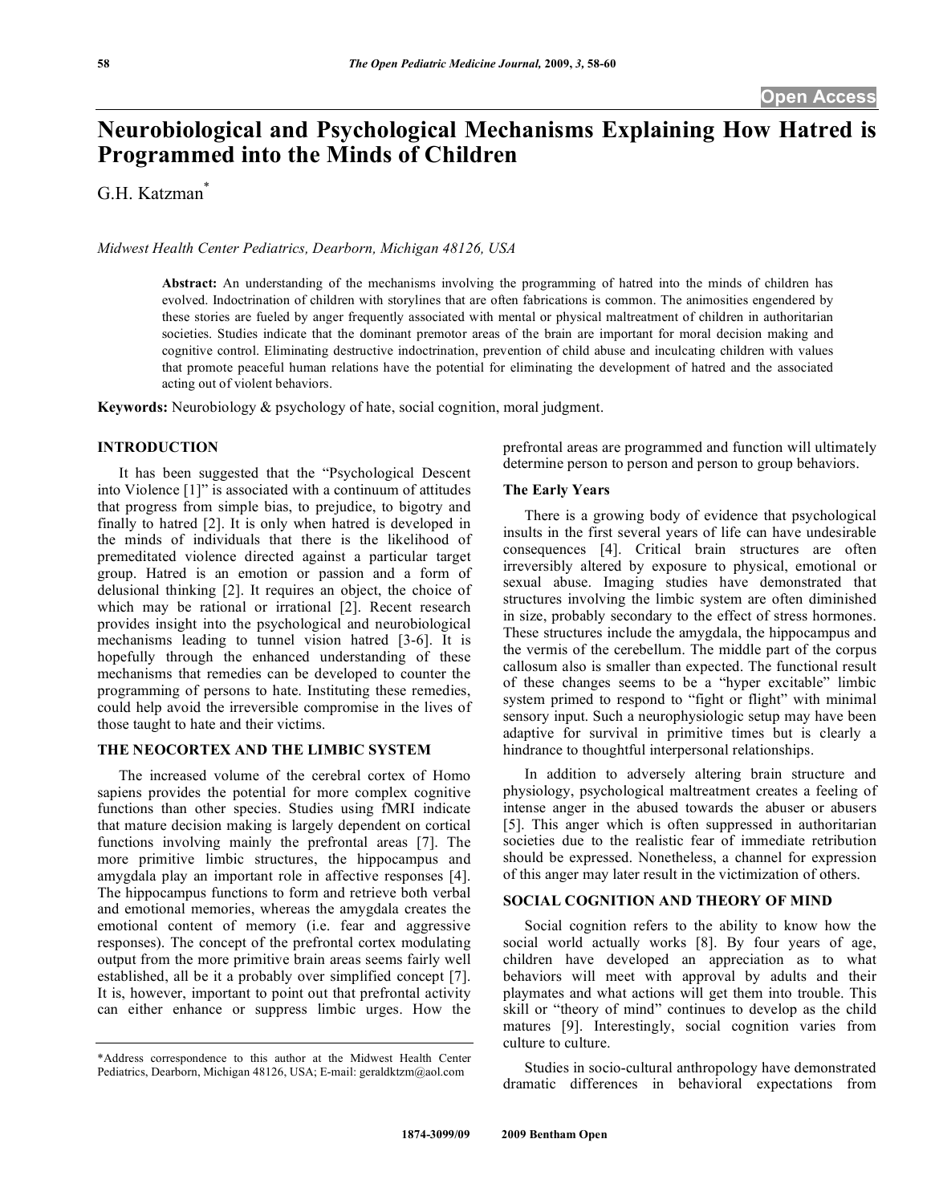# Neurobiological and Psychological Mechanisms Explaining How Hatred is Programmed into the Minds of Children

G.H. Katzman*

*Midwest Health Center Pediatrics, Dearborn, Michigan 48126, USA*

**Abstract:** An understanding of the mechanisms involving the programming of hatred into the minds of children has evolved. Indoctrination of children with storylines that are often fabrications is common. The animosities engendered by these stories are fueled by anger frequently associated with mental or physical maltreatment of children in authoritarian societies. Studies indicate that the dominant premotor areas of the brain are important for moral decision making and cognitive control. Eliminating destructive indoctrination, prevention of child abuse and inculcating children with values that promote peaceful human relations have the potential for eliminating the development of hatred and the associated acting out of violent behaviors.

**Keywords:** Neurobiology & psychology of hate, social cognition, moral judgment.

## INTRODUCTION

It has been suggested that the "Psychological Descent into Violence [1]" is associated with a continuum of attitudes that progress from simple bias, to prejudice, to bigotry and finally to hatred [2]. It is only when hatred is developed in the minds of individuals that there is the likelihood of premeditated violence directed against a particular target group. Hatred is an emotion or passion and a form of delusional thinking [2]. It requires an object, the choice of which may be rational or irrational [2]. Recent research provides insight into the psychological and neurobiological mechanisms leading to tunnel vision hatred [3-6]. It is hopefully through the enhanced understanding of these mechanisms that remedies can be developed to counter the programming of persons to hate. Instituting these remedies, could help avoid the irreversible compromise in the lives of those taught to hate and their victims.

## THE NEOCORTEX AND THE LIMBIC SYSTEM

The increased volume of the cerebral cortex of Homo sapiens provides the potential for more complex cognitive functions than other species. Studies using fMRI indicate that mature decision making is largely dependent on cortical functions involving mainly the prefrontal areas [7]. The more primitive limbic structures, the hippocampus and amygdala play an important role in affective responses [4]. The hippocampus functions to form and retrieve both verbal and emotional memories, whereas the amygdala creates the emotional content of memory (i.e. fear and aggressive responses). The concept of the prefrontal cortex modulating output from the more primitive brain areas seems fairly well established, all be it a probably over simplified concept [7]. It is, however, important to point out that prefrontal activity can either enhance or suppress limbic urges. How the prefrontal areas are programmed and function will ultimately determine person to person and person to group behaviors.

### The Early Years

There is a growing body of evidence that psychological insults in the first several years of life can have undesirable consequences [4]. Critical brain structures are often irreversibly altered by exposure to physical, emotional or sexual abuse. Imaging studies have demonstrated that structures involving the limbic system are often diminished in size, probably secondary to the effect of stress hormones. These structures include the amygdala, the hippocampus and the vermis of the cerebellum. The middle part of the corpus callosum also is smaller than expected. The functional result of these changes seems to be a "hyper excitable" limbic system primed to respond to "fight or flight" with minimal sensory input. Such a neurophysiologic setup may have been adaptive for survival in primitive times but is clearly a hindrance to thoughtful interpersonal relationships.

In addition to adversely altering brain structure and physiology, psychological maltreatment creates a feeling of intense anger in the abused towards the abuser or abusers [5]. This anger which is often suppressed in authoritarian societies due to the realistic fear of immediate retribution should be expressed. Nonetheless, a channel for expression of this anger may later result in the victimization of others.

## SOCIAL COGNITION AND THEORY OF MIND

Social cognition refers to the ability to know how the social world actually works [8]. By four years of age, children have developed an appreciation as to what behaviors will meet with approval by adults and their playmates and what actions will get them into trouble. This skill or "theory of mind" continues to develop as the child matures [9]. Interestingly, social cognition varies from culture to culture.

Studies in socio-cultural anthropology have demonstrated dramatic differences in behavioral expectations from

\*Address correspondence to this author at the Midwest Health Center Pediatrics, Dearborn, Michigan 48126, USA; E-mail: geraldktzm@aol.com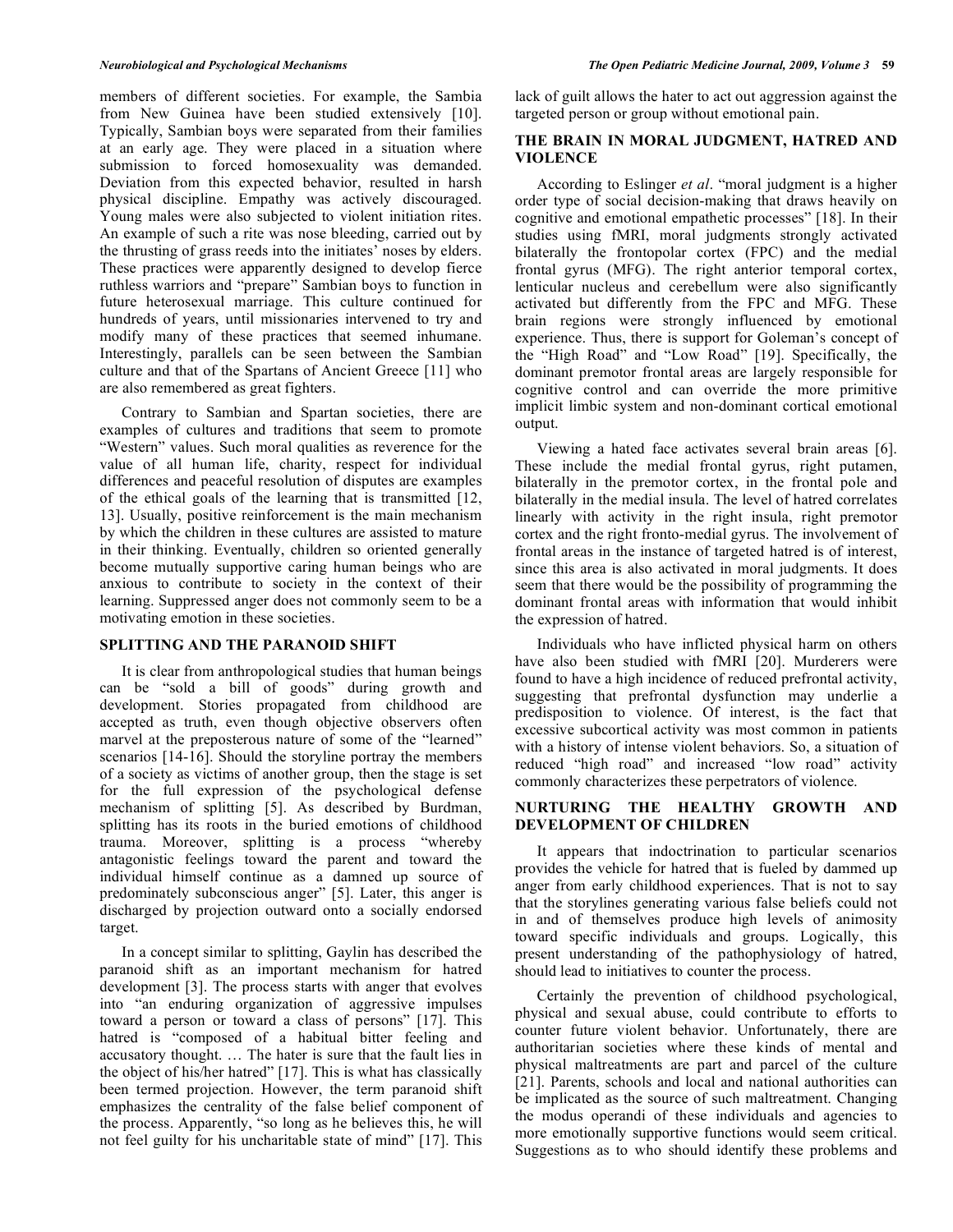members of different societies. For example, the Sambia from New Guinea have been studied extensively [10]. Typically, Sambian boys were separated from their families at an early age. They were placed in a situation where submission to forced homosexuality was demanded. Deviation from this expected behavior, resulted in harsh physical discipline. Empathy was actively discouraged. Young males were also subjected to violent initiation rites. An example of such a rite was nose bleeding, carried out by the thrusting of grass reeds into the initiates' noses by elders. These practices were apparently designed to develop fierce ruthless warriors and "prepare" Sambian boys to function in future heterosexual marriage. This culture continued for hundreds of years, until missionaries intervened to try and modify many of these practices that seemed inhumane. Interestingly, parallels can be seen between the Sambian culture and that of the Spartans of Ancient Greece [11] who are also remembered as great fighters.

Contrary to Sambian and Spartan societies, there are examples of cultures and traditions that seem to promote "Western" values. Such moral qualities as reverence for the value of all human life, charity, respect for individual differences and peaceful resolution of disputes are examples of the ethical goals of the learning that is transmitted [12, 13]. Usually, positive reinforcement is the main mechanism by which the children in these cultures are assisted to mature in their thinking. Eventually, children so oriented generally become mutually supportive caring human beings who are anxious to contribute to society in the context of their learning. Suppressed anger does not commonly seem to be a motivating emotion in these societies.

## SPLITTING AND THE PARANOID SHIFT

It is clear from anthropological studies that human beings can be "sold a bill of goods" during growth and development. Stories propagated from childhood are accepted as truth, even though objective observers often marvel at the preposterous nature of some of the "learned" scenarios [14-16]. Should the storyline portray the members of a society as victims of another group, then the stage is set for the full expression of the psychological defense mechanism of splitting [5]. As described by Burdman, splitting has its roots in the buried emotions of childhood trauma. Moreover, splitting is a process "whereby antagonistic feelings toward the parent and toward the individual himself continue as a damned up source of predominately subconscious anger" [5]. Later, this anger is discharged by projection outward onto a socially endorsed target.

In a concept similar to splitting, Gaylin has described the paranoid shift as an important mechanism for hatred development [3]. The process starts with anger that evolves into "an enduring organization of aggressive impulses toward a person or toward a class of persons" [17]. This hatred is "composed of a habitual bitter feeling and accusatory thought. … The hater is sure that the fault lies in the object of his/her hatred" [17]. This is what has classically been termed projection. However, the term paranoid shift emphasizes the centrality of the false belief component of the process. Apparently, "so long as he believes this, he will not feel guilty for his uncharitable state of mind" [17]. This lack of guilt allows the hater to act out aggression against the targeted person or group without emotional pain.

## THE BRAIN IN MORAL JUDGMENT, HATRED AND VIOLENCE

According to Eslinger *et al*. "moral judgment is a higher order type of social decision-making that draws heavily on cognitive and emotional empathetic processes" [18]. In their studies using fMRI, moral judgments strongly activated bilaterally the frontopolar cortex (FPC) and the medial frontal gyrus (MFG). The right anterior temporal cortex, lenticular nucleus and cerebellum were also significantly activated but differently from the FPC and MFG. These brain regions were strongly influenced by emotional experience. Thus, there is support for Goleman's concept of the "High Road" and "Low Road" [19]. Specifically, the dominant premotor frontal areas are largely responsible for cognitive control and can override the more primitive implicit limbic system and non-dominant cortical emotional output.

Viewing a hated face activates several brain areas [6]. These include the medial frontal gyrus, right putamen, bilaterally in the premotor cortex, in the frontal pole and bilaterally in the medial insula. The level of hatred correlates linearly with activity in the right insula, right premotor cortex and the right fronto-medial gyrus. The involvement of frontal areas in the instance of targeted hatred is of interest, since this area is also activated in moral judgments. It does seem that there would be the possibility of programming the dominant frontal areas with information that would inhibit the expression of hatred.

Individuals who have inflicted physical harm on others have also been studied with fMRI [20]. Murderers were found to have a high incidence of reduced prefrontal activity, suggesting that prefrontal dysfunction may underlie a predisposition to violence. Of interest, is the fact that excessive subcortical activity was most common in patients with a history of intense violent behaviors. So, a situation of reduced "high road" and increased "low road" activity commonly characterizes these perpetrators of violence.

## NURTURING THE HEALTHY GROWTH AND DEVELOPMENT OF CHILDREN

It appears that indoctrination to particular scenarios provides the vehicle for hatred that is fueled by dammed up anger from early childhood experiences. That is not to say that the storylines generating various false beliefs could not in and of themselves produce high levels of animosity toward specific individuals and groups. Logically, this present understanding of the pathophysiology of hatred, should lead to initiatives to counter the process.

Certainly the prevention of childhood psychological, physical and sexual abuse, could contribute to efforts to counter future violent behavior. Unfortunately, there are authoritarian societies where these kinds of mental and physical maltreatments are part and parcel of the culture [21]. Parents, schools and local and national authorities can be implicated as the source of such maltreatment. Changing the modus operandi of these individuals and agencies to more emotionally supportive functions would seem critical. Suggestions as to who should identify these problems and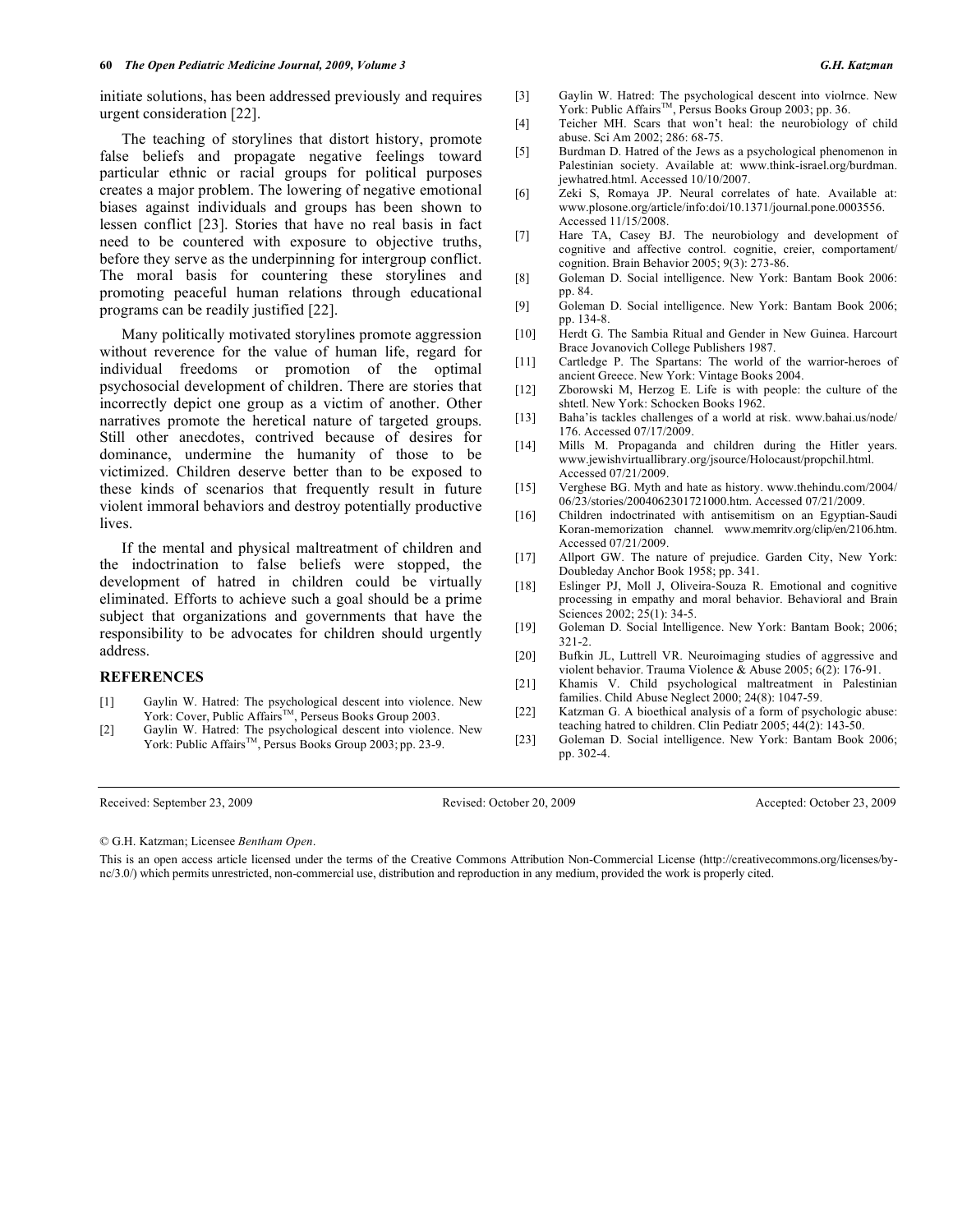initiate solutions, has been addressed previously and requires urgent consideration [22].

The teaching of storylines that distort history, promote false beliefs and propagate negative feelings toward particular ethnic or racial groups for political purposes creates a major problem. The lowering of negative emotional biases against individuals and groups has been shown to lessen conflict [23]. Stories that have no real basis in fact need to be countered with exposure to objective truths, before they serve as the underpinning for intergroup conflict. The moral basis for countering these storylines and promoting peaceful human relations through educational programs can be readily justified [22].

Many politically motivated storylines promote aggression without reverence for the value of human life, regard for individual freedoms or promotion of the optimal psychosocial development of children. There are stories that incorrectly depict one group as a victim of another. Other narratives promote the heretical nature of targeted groups. Still other anecdotes, contrived because of desires for dominance, undermine the humanity of those to be victimized. Children deserve better than to be exposed to these kinds of scenarios that frequently result in future violent immoral behaviors and destroy potentially productive lives.

If the mental and physical maltreatment of children and the indoctrination to false beliefs were stopped, the development of hatred in children could be virtually eliminated. Efforts to achieve such a goal should be a prime subject that organizations and governments that have the responsibility to be advocates for children should urgently address.

## REFERENCES

[1] Gaylin W. Hatred: The psychological descent into violence. New York: Cover, Public Affairs™, Perseus Books Group 2003.

[2] Gaylin W. Hatred: The psychological descent into violence. New York: Public Affairs™, Persus Books Group 2003; pp. 23-9.

[3] Gaylin W. Hatred: The psychological descent into violrnce. New York: Public Affairs™, Persus Books Group 2003; pp. 36.

[4] Teicher MH. Scars that won't heal: the neurobiology of child abuse. Sci Am 2002; 286: 68-75.

[5] Burdman D. Hatred of the Jews as a psychological phenomenon in Palestinian society. Available at: www.think-israel.org/burdman.jewhatred.html. Accessed 10/10/2007.

[6] Zeki S, Romaya JP. Neural correlates of hate. Available at: www.plosone.org/article/info:doi/10.1371/journal.pone.0003556. Accessed 11/15/2008.

[7] Hare TA, Casey BJ. The neurobiology and development of cognitive and affective control. cognitie, creier, comportament/cognition. Brain Behavior 2005; 9(3): 273-86.

[8] Goleman D. Social intelligence. New York: Bantam Book 2006: pp. 84.

[9] Goleman D. Social intelligence. New York: Bantam Book 2006; pp. 134-8.

[10] Herdt G. The Sambia Ritual and Gender in New Guinea. Harcourt Brace Jovanovich College Publishers 1987.

[11] Cartledge P. The Spartans: The world of the warrior-heroes of ancient Greece. New York: Vintage Books 2004.

[12] Zborowski M, Herzog E. Life is with people: the culture of the shtetl. New York: Schocken Books 1962.

[13] Baha'is tackles challenges of a world at risk. www.bahai.us/node/176. Accessed 07/17/2009.

[14] Mills M. Propaganda and children during the Hitler years. www.jewishvirtuallibrary.org/jsource/Holocaust/propchil.html. Accessed 07/21/2009.

[15] Verghese BG. Myth and hate as history. www.thehindu.com/2004/06/23/stories/2004062301721000.htm. Accessed 07/21/2009.

[16] Children indoctrinated with antisemitism on an Egyptian-Saudi Koran-memorization channel. www.memritv.org/clip/en/2106.htm. Accessed 07/21/2009.

[17] Allport GW. The nature of prejudice. Garden City, New York: Doubleday Anchor Book 1958; pp. 341.

[18] Eslinger PJ, Moll J, Oliveira-Souza R. Emotional and cognitive processing in empathy and moral behavior. Behavioral and Brain Sciences 2002; 25(1): 34-5.

[19] Goleman D. Social Intelligence. New York: Bantam Book; 2006; 321-2.

[20] Bufkin JL, Luttrell VR. Neuroimaging studies of aggressive and violent behavior. Trauma Violence & Abuse 2005; 6(2): 176-91.

[21] Khamis V. Child psychological maltreatment in Palestinian families. Child Abuse Neglect 2000; 24(8): 1047-59.

[22] Katzman G. A bioethical analysis of a form of psychologic abuse: teaching hatred to children. Clin Pediatr 2005; 44(2): 143-50.

[23] Goleman D. Social intelligence. New York: Bantam Book 2006; pp. 302-4.

Received: September 23, 2009 Revised: October 20, 2009 Accepted: October 23, 2009

© G.H. Katzman; Licensee *Bentham Open*.

This is an open access article licensed under the terms of the Creative Commons Attribution Non-Commercial License (http://creativecommons.org/licenses/by-nc/3.0/) which permits unrestricted, non-commercial use, distribution and reproduction in any medium, provided the work is properly cited.